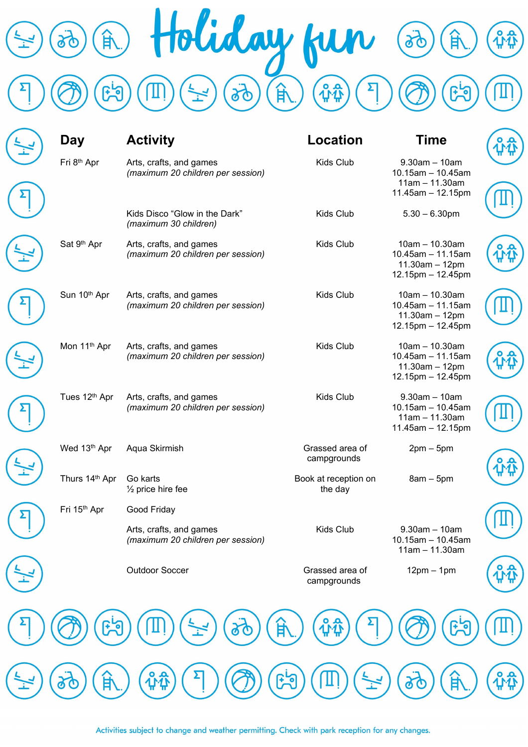# Holiday fun

| Day | Activity | Location | Time |
| --- | --- | --- | --- |
| Fri 8th Apr | Arts, crafts, and games *(maximum 20 children per session)* | Kids Club | 9.30am – 10am<br>10.15am – 10.45am<br>11am – 11.30am<br>11.45am – 12.15pm |
| | Kids Disco “Glow in the Dark” *(maximum 30 children)* | Kids Club | 5.30 – 6.30pm |
| Sat 9th Apr | Arts, crafts, and games *(maximum 20 children per session)* | Kids Club | 10am – 10.30am<br>10.45am – 11.15am<br>11.30am – 12pm<br>12.15pm – 12.45pm |
| Sun 10th Apr | Arts, crafts, and games *(maximum 20 children per session)* | Kids Club | 10am – 10.30am<br>10.45am – 11.15am<br>11.30am – 12pm<br>12.15pm – 12.45pm |
| Mon 11th Apr | Arts, crafts, and games *(maximum 20 children per session)* | Kids Club | 10am – 10.30am<br>10.45am – 11.15am<br>11.30am – 12pm<br>12.15pm – 12.45pm |
| Tues 12th Apr | Arts, crafts, and games *(maximum 20 children per session)* | Kids Club | 9.30am – 10am<br>10.15am – 10.45am<br>11am – 11.30am<br>11.45am – 12.15pm |
| Wed 13th Apr | Aqua Skirmish | Grassed area of campgrounds | 2pm – 5pm |
| Thurs 14th Apr | Go karts<br>½ price hire fee | Book at reception on the day | 8am – 5pm |
| Fri 15th Apr | Good Friday | | |
| | Arts, crafts, and games *(maximum 20 children per session)* | Kids Club | 9.30am – 10am<br>10.15am – 10.45am<br>11am – 11.30am |
| | Outdoor Soccer | Grassed area of campgrounds | 12pm – 1pm |

Activities subject to change and weather permitting. Check with park reception for any changes.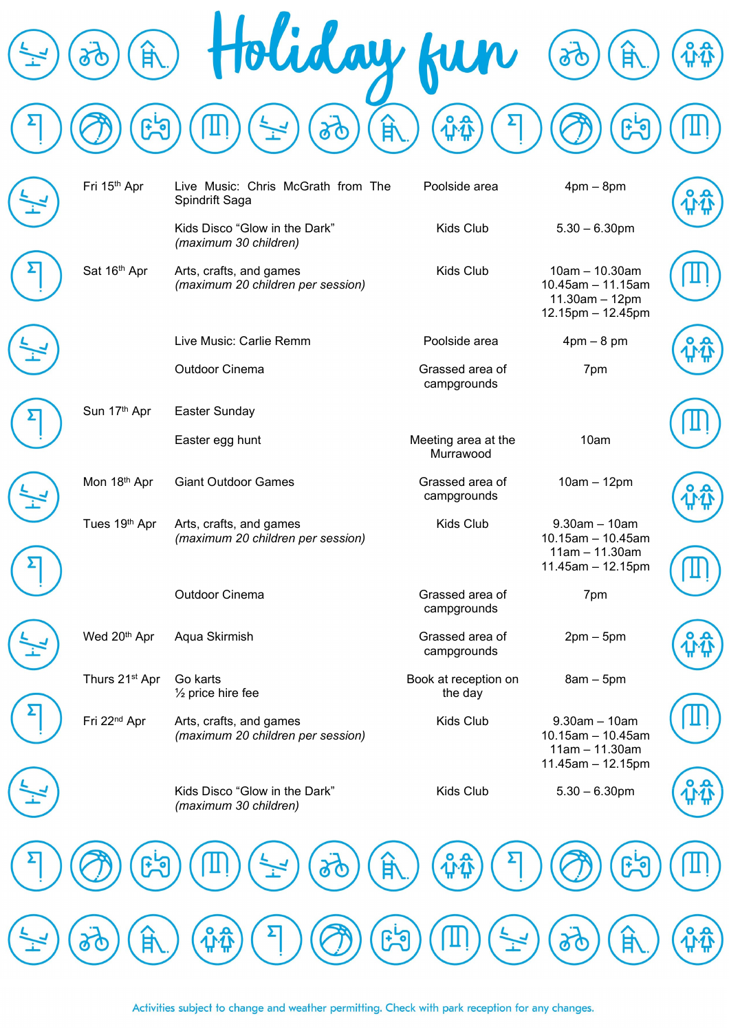# Holiday fun

| | | | |
|---|---|---|---|
| Fri 15th Apr | Live Music: Chris McGrath from The Spindrift Saga | Poolside area | 4pm – 8pm |
| | Kids Disco "Glow in the Dark" *(maximum 30 children)* | Kids Club | 5.30 – 6.30pm |
| Sat 16th Apr | Arts, crafts, and games *(maximum 20 children per session)* | Kids Club | 10am – 10.30am<br>10.45am – 11.15am<br>11.30am – 12pm<br>12.15pm – 12.45pm |
| | Live Music: Carlie Remm | Poolside area | 4pm – 8 pm |
| | Outdoor Cinema | Grassed area of campgrounds | 7pm |
| Sun 17th Apr | Easter Sunday | | |
| | Easter egg hunt | Meeting area at the Murrawood | 10am |
| Mon 18th Apr | Giant Outdoor Games | Grassed area of campgrounds | 10am – 12pm |
| Tues 19th Apr | Arts, crafts, and games *(maximum 20 children per session)* | Kids Club | 9.30am – 10am<br>10.15am – 10.45am<br>11am – 11.30am<br>11.45am – 12.15pm |
| | Outdoor Cinema | Grassed area of campgrounds | 7pm |
| Wed 20th Apr | Aqua Skirmish | Grassed area of campgrounds | 2pm – 5pm |
| Thurs 21st Apr | Go karts<br>½ price hire fee | Book at reception on the day | 8am – 5pm |
| Fri 22nd Apr | Arts, crafts, and games *(maximum 20 children per session)* | Kids Club | 9.30am – 10am<br>10.15am – 10.45am<br>11am – 11.30am<br>11.45am – 12.15pm |
| | Kids Disco "Glow in the Dark" *(maximum 30 children)* | Kids Club | 5.30 – 6.30pm |

Activities subject to change and weather permitting. Check with park reception for any changes.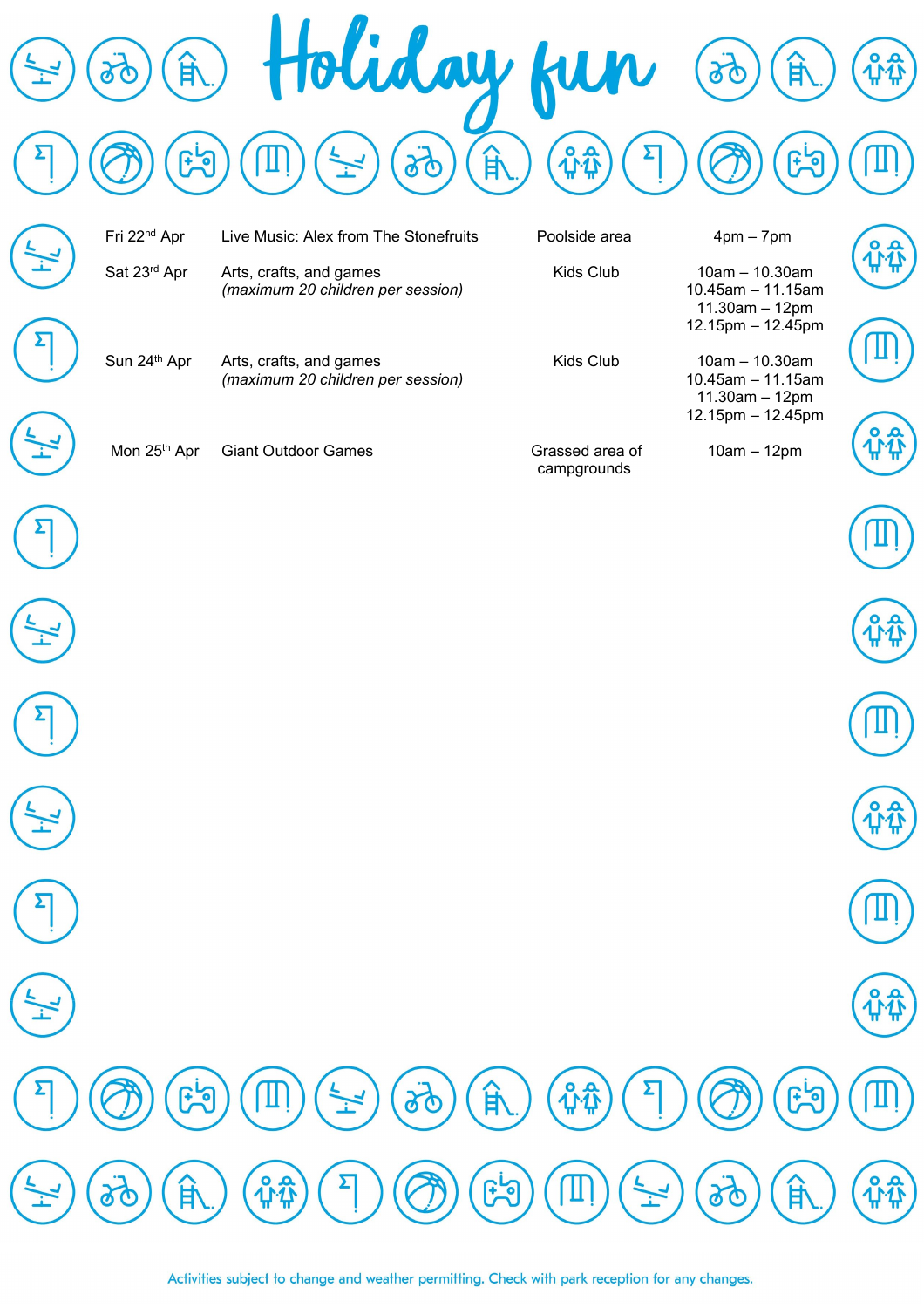# Holiday fun

| | | | |
|---|---|---|---|
| Fri 22nd Apr | Live Music: Alex from The Stonefruits | Poolside area | 4pm – 7pm |
| Sat 23rd Apr | Arts, crafts, and games *(maximum 20 children per session)* | Kids Club | 10am – 10.30am<br>10.45am – 11.15am<br>11.30am – 12pm<br>12.15pm – 12.45pm |
| Sun 24th Apr | Arts, crafts, and games *(maximum 20 children per session)* | Kids Club | 10am – 10.30am<br>10.45am – 11.15am<br>11.30am – 12pm<br>12.15pm – 12.45pm |
| Mon 25th Apr | Giant Outdoor Games | Grassed area of campgrounds | 10am – 12pm |

Activities subject to change and weather permitting. Check with park reception for any changes.